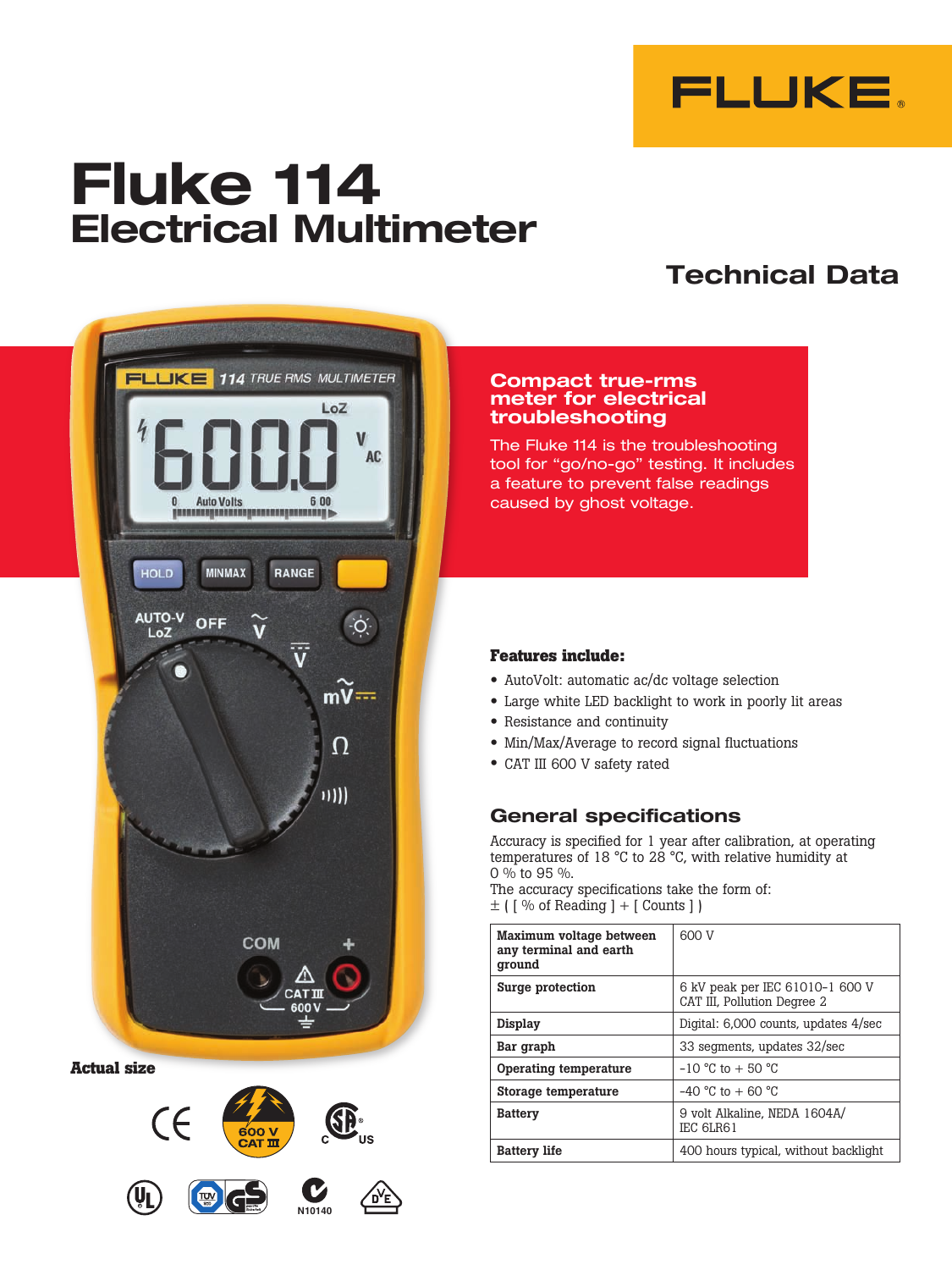# Fluke 114
## Electrical Multimeter

## Technical Data

### Compact true-rms meter for electrical troubleshooting

The Fluke 114 is the troubleshooting tool for “go/no-go” testing. It includes a feature to prevent false readings caused by ghost voltage.

Actual size

### Features include:

- AutoVolt: automatic ac/dc voltage selection
- Large white LED backlight to work in poorly lit areas
- Resistance and continuity
- Min/Max/Average to record signal fluctuations
- CAT III 600 V safety rated

## General specifications

Accuracy is specified for 1 year after calibration, at operating temperatures of 18 °C to 28 °C, with relative humidity at 0 % to 95 %.
The accuracy specifications take the form of:
± ( [ % of Reading ] + [ Counts ] )

| | |
|---|---|
| **Maximum voltage between any terminal and earth ground** | 600 V |
| **Surge protection** | 6 kV peak per IEC 61010-1 600 V CAT III, Pollution Degree 2 |
| **Display** | Digital: 6,000 counts, updates 4/sec |
| **Bar graph** | 33 segments, updates 32/sec |
| **Operating temperature** | -10 °C to + 50 °C |
| **Storage temperature** | -40 °C to + 60 °C |
| **Battery** | 9 volt Alkaline, NEDA 1604A/ IEC 6LR61 |
| **Battery life** | 400 hours typical, without backlight |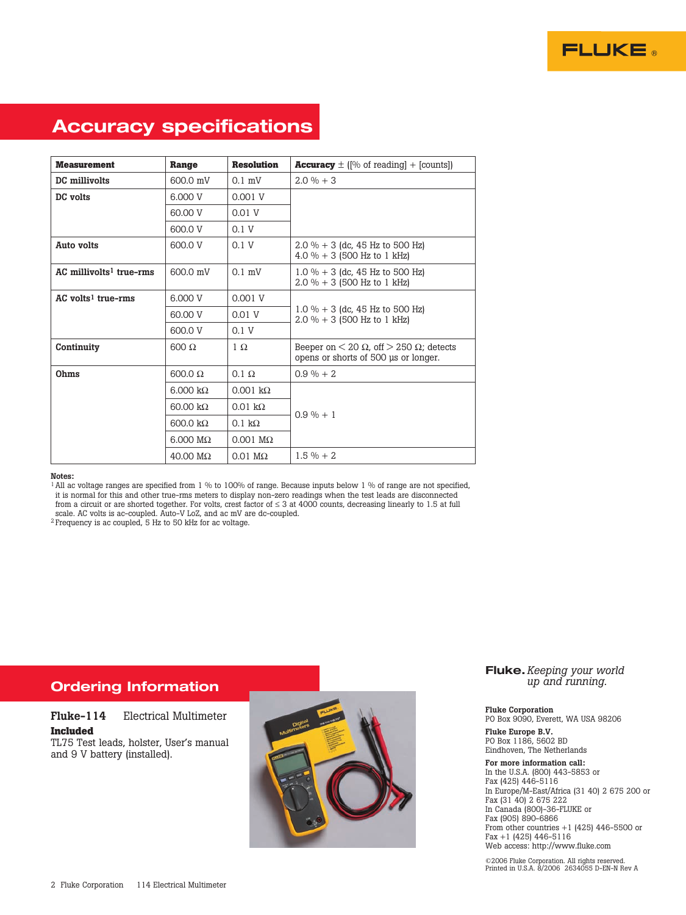## Accuracy specifications

| Measurement | Range | Resolution | Accuracy ± ([% of reading] + [counts]) |
|---|---|---|---|
| DC millivolts | 600.0 mV | 0.1 mV | 2.0 % + 3 |
| DC volts | 6.000 V | 0.001 V | |
| | 60.00 V | 0.01 V | |
| | 600.0 V | 0.1 V | |
| Auto volts | 600.0 V | 0.1 V | 2.0 % + 3 (dc, 45 Hz to 500 Hz)<br>4.0 % + 3 (500 Hz to 1 kHz) |
| AC millivolts[1] true-rms | 600.0 mV | 0.1 mV | 1.0 % + 3 (dc, 45 Hz to 500 Hz)<br>2.0 % + 3 (500 Hz to 1 kHz) |
| AC volts[1] true-rms | 6.000 V | 0.001 V | 1.0 % + 3 (dc, 45 Hz to 500 Hz)<br>2.0 % + 3 (500 Hz to 1 kHz) |
| | 60.00 V | 0.01 V | |
| | 600.0 V | 0.1 V | |
| Continuity | 600 Ω | 1 Ω | Beeper on < 20 Ω, off > 250 Ω; detects opens or shorts of 500 µs or longer. |
| Ohms | 600.0 Ω | 0.1 Ω | 0.9 % + 2 |
| | 6.000 kΩ | 0.001 kΩ | 0.9 % + 1 |
| | 60.00 kΩ | 0.01 kΩ | |
| | 600.0 kΩ | 0.1 kΩ | |
| | 6.000 MΩ | 0.001 MΩ | |
| | 40.00 MΩ | 0.01 MΩ | 1.5 % + 2 |

**Notes:**

[1] All ac voltage ranges are specified from 1 % to 100% of range. Because inputs below 1 % of range are not specified, it is normal for this and other true-rms meters to display non-zero readings when the test leads are disconnected from a circuit or are shorted together. For volts, crest factor of ≤ 3 at 4000 counts, decreasing linearly to 1.5 at full scale. AC volts is ac-coupled. Auto-V LoZ, and ac mV are dc-coupled.

[2] Frequency is ac coupled, 5 Hz to 50 kHz for ac voltage.

## Ordering Information

**Fluke-114** Electrical Multimeter

**Included**

TL75 Test leads, holster, User's manual and 9 V battery (installed).

**Fluke.** *Keeping your world up and running.*

**Fluke Corporation**
PO Box 9090, Everett, WA USA 98206

**Fluke Europe B.V.**
PO Box 1186, 5602 BD
Eindhoven, The Netherlands

**For more information call:**
In the U.S.A. (800) 443-5853 or
Fax (425) 446-5116
In Europe/M-East/Africa (31 40) 2 675 200 or
Fax (31 40) 2 675 222
In Canada (800)-36-FLUKE or
Fax (905) 890-6866
From other countries +1 (425) 446-5500 or
Fax +1 (425) 446-5116
Web access: http://www.fluke.com

©2006 Fluke Corporation. All rights reserved.
Printed in U.S.A. 8/2006 2634055 D-EN-N Rev A